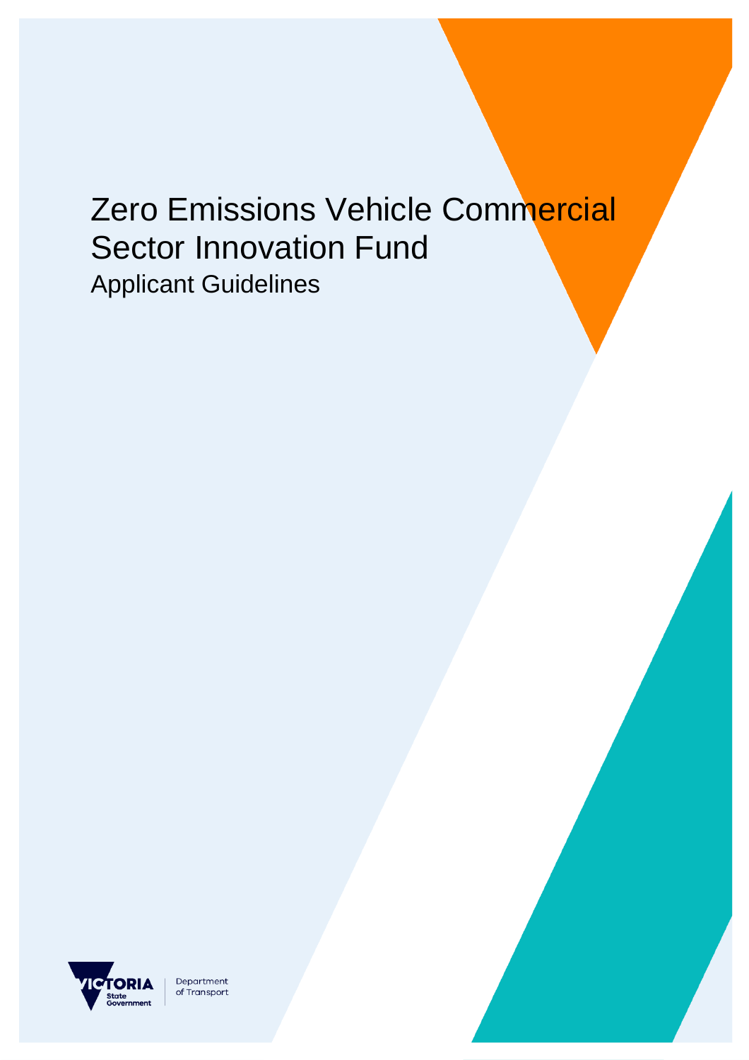# Zero Emissions Vehicle Commercial Sector Innovation Fund

## Applicant Guidelines

VICTORIA State Government | Department of Transport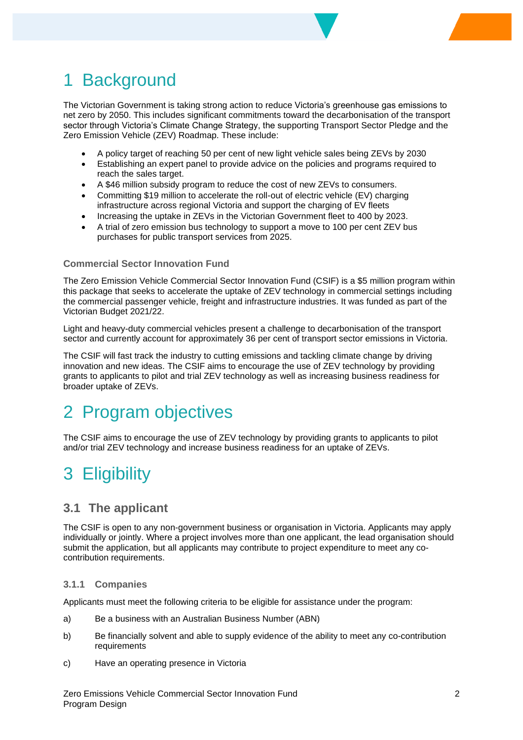# 1 Background

The Victorian Government is taking strong action to reduce Victoria's greenhouse gas emissions to net zero by 2050. This includes significant commitments toward the decarbonisation of the transport sector through Victoria's Climate Change Strategy, the supporting Transport Sector Pledge and the Zero Emission Vehicle (ZEV) Roadmap. These include:

- A policy target of reaching 50 per cent of new light vehicle sales being ZEVs by 2030
- Establishing an expert panel to provide advice on the policies and programs required to reach the sales target.
- A $46 million subsidy program to reduce the cost of new ZEVs to consumers.
- Committing $19 million to accelerate the roll-out of electric vehicle (EV) charging infrastructure across regional Victoria and support the charging of EV fleets
- Increasing the uptake in ZEVs in the Victorian Government fleet to 400 by 2023.
- A trial of zero emission bus technology to support a move to 100 per cent ZEV bus purchases for public transport services from 2025.

#### Commercial Sector Innovation Fund

The Zero Emission Vehicle Commercial Sector Innovation Fund (CSIF) is a $5 million program within this package that seeks to accelerate the uptake of ZEV technology in commercial settings including the commercial passenger vehicle, freight and infrastructure industries. It was funded as part of the Victorian Budget 2021/22.

Light and heavy-duty commercial vehicles present a challenge to decarbonisation of the transport sector and currently account for approximately 36 per cent of transport sector emissions in Victoria.

The CSIF will fast track the industry to cutting emissions and tackling climate change by driving innovation and new ideas. The CSIF aims to encourage the use of ZEV technology by providing grants to applicants to pilot and trial ZEV technology as well as increasing business readiness for broader uptake of ZEVs.

# 2 Program objectives

The CSIF aims to encourage the use of ZEV technology by providing grants to applicants to pilot and/or trial ZEV technology and increase business readiness for an uptake of ZEVs.

# 3 Eligibility

## 3.1 The applicant

The CSIF is open to any non-government business or organisation in Victoria. Applicants may apply individually or jointly. Where a project involves more than one applicant, the lead organisation should submit the application, but all applicants may contribute to project expenditure to meet any co-contribution requirements.

### 3.1.1 Companies

Applicants must meet the following criteria to be eligible for assistance under the program:

a) Be a business with an Australian Business Number (ABN)

b) Be financially solvent and able to supply evidence of the ability to meet any co-contribution requirements

c) Have an operating presence in Victoria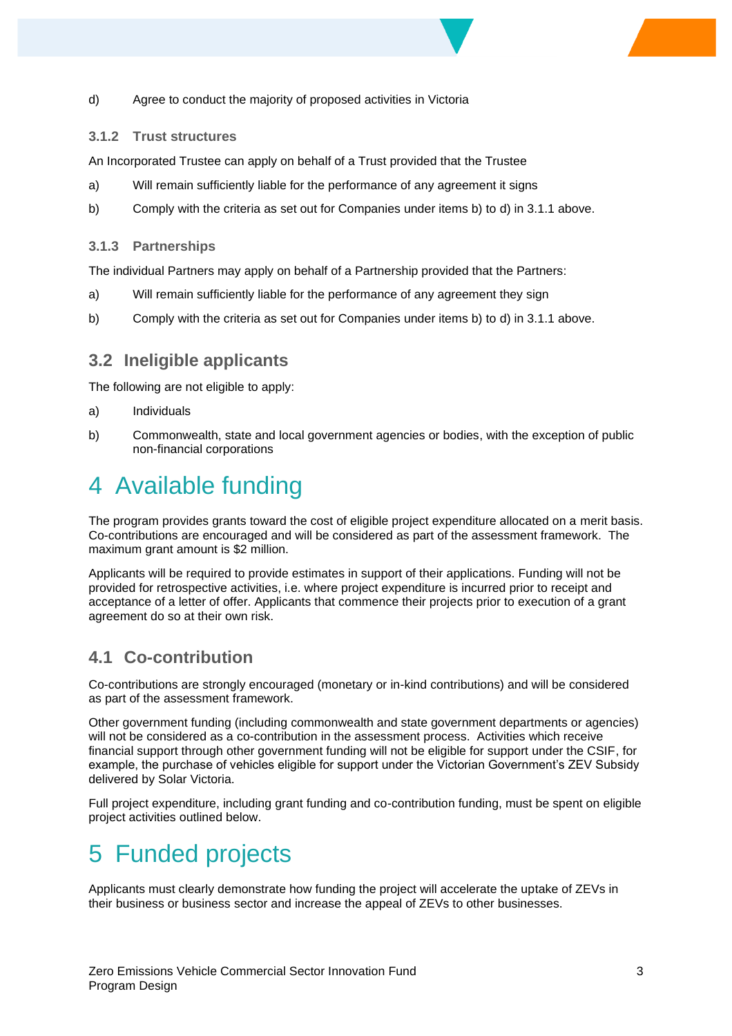d) Agree to conduct the majority of proposed activities in Victoria

### 3.1.2 Trust structures

An Incorporated Trustee can apply on behalf of a Trust provided that the Trustee

a) Will remain sufficiently liable for the performance of any agreement it signs

b) Comply with the criteria as set out for Companies under items b) to d) in 3.1.1 above.

### 3.1.3 Partnerships

The individual Partners may apply on behalf of a Partnership provided that the Partners:

a) Will remain sufficiently liable for the performance of any agreement they sign

b) Comply with the criteria as set out for Companies under items b) to d) in 3.1.1 above.

## 3.2 Ineligible applicants

The following are not eligible to apply:

a) Individuals

b) Commonwealth, state and local government agencies or bodies, with the exception of public non-financial corporations

# 4 Available funding

The program provides grants toward the cost of eligible project expenditure allocated on a merit basis. Co-contributions are encouraged and will be considered as part of the assessment framework. The maximum grant amount is $2 million.

Applicants will be required to provide estimates in support of their applications. Funding will not be provided for retrospective activities, i.e. where project expenditure is incurred prior to receipt and acceptance of a letter of offer. Applicants that commence their projects prior to execution of a grant agreement do so at their own risk.

## 4.1 Co-contribution

Co-contributions are strongly encouraged (monetary or in-kind contributions) and will be considered as part of the assessment framework.

Other government funding (including commonwealth and state government departments or agencies) will not be considered as a co-contribution in the assessment process. Activities which receive financial support through other government funding will not be eligible for support under the CSIF, for example, the purchase of vehicles eligible for support under the Victorian Government's ZEV Subsidy delivered by Solar Victoria.

Full project expenditure, including grant funding and co-contribution funding, must be spent on eligible project activities outlined below.

# 5 Funded projects

Applicants must clearly demonstrate how funding the project will accelerate the uptake of ZEVs in their business or business sector and increase the appeal of ZEVs to other businesses.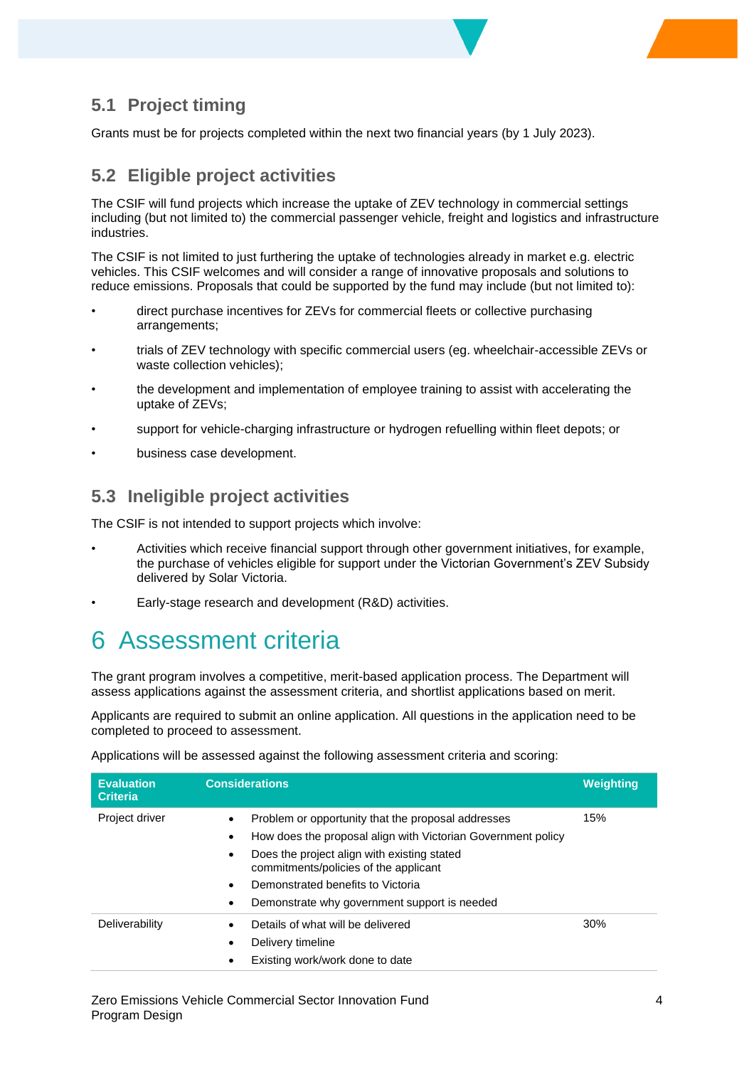## 5.1 Project timing

Grants must be for projects completed within the next two financial years (by 1 July 2023).

## 5.2 Eligible project activities

The CSIF will fund projects which increase the uptake of ZEV technology in commercial settings including (but not limited to) the commercial passenger vehicle, freight and logistics and infrastructure industries.

The CSIF is not limited to just furthering the uptake of technologies already in market e.g. electric vehicles. This CSIF welcomes and will consider a range of innovative proposals and solutions to reduce emissions. Proposals that could be supported by the fund may include (but not limited to):

- direct purchase incentives for ZEVs for commercial fleets or collective purchasing arrangements;
- trials of ZEV technology with specific commercial users (eg. wheelchair-accessible ZEVs or waste collection vehicles);
- the development and implementation of employee training to assist with accelerating the uptake of ZEVs;
- support for vehicle-charging infrastructure or hydrogen refuelling within fleet depots; or
- business case development.

## 5.3 Ineligible project activities

The CSIF is not intended to support projects which involve:

- Activities which receive financial support through other government initiatives, for example, the purchase of vehicles eligible for support under the Victorian Government's ZEV Subsidy delivered by Solar Victoria.
- Early-stage research and development (R&D) activities.

# 6 Assessment criteria

The grant program involves a competitive, merit-based application process. The Department will assess applications against the assessment criteria, and shortlist applications based on merit.

Applicants are required to submit an online application. All questions in the application need to be completed to proceed to assessment.

Applications will be assessed against the following assessment criteria and scoring:

| Evaluation Criteria | Considerations | Weighting |
|---|---|---|
| Project driver | • Problem or opportunity that the proposal addresses<br>• How does the proposal align with Victorian Government policy<br>• Does the project align with existing stated commitments/policies of the applicant<br>• Demonstrated benefits to Victoria<br>• Demonstrate why government support is needed | 15% |
| Deliverability | • Details of what will be delivered<br>• Delivery timeline<br>• Existing work/work done to date | 30% |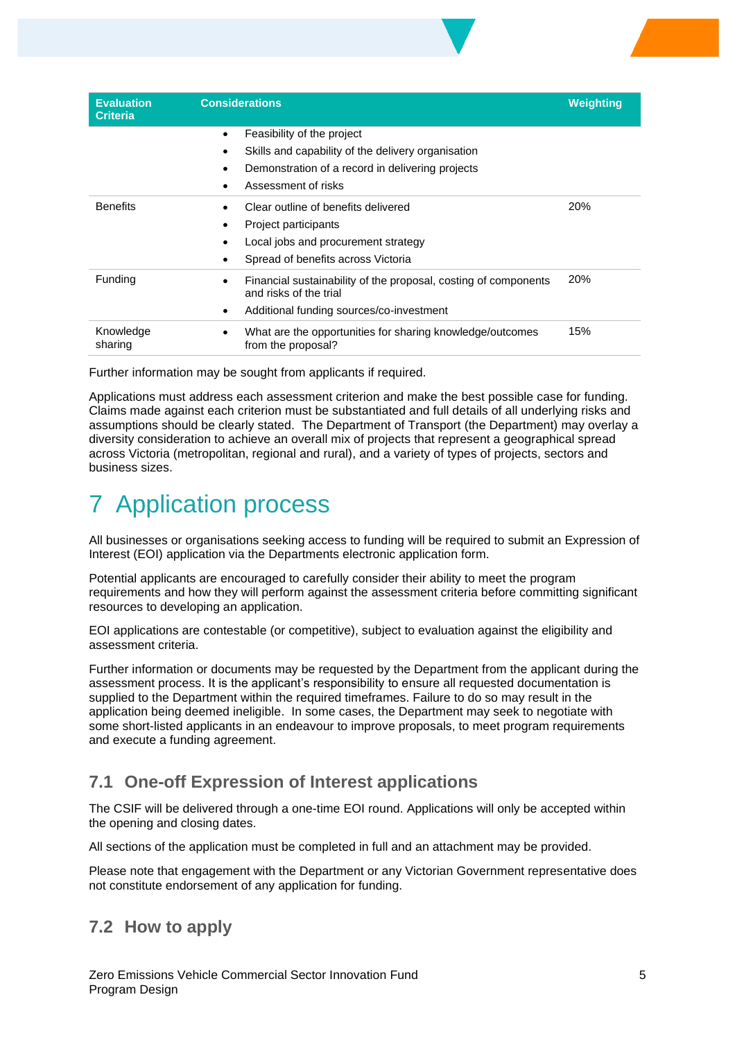| Evaluation Criteria | Considerations | Weighting |
| --- | --- | --- |
| | • Feasibility of the project<br>• Skills and capability of the delivery organisation<br>• Demonstration of a record in delivering projects<br>• Assessment of risks | |
| Benefits | • Clear outline of benefits delivered<br>• Project participants<br>• Local jobs and procurement strategy<br>• Spread of benefits across Victoria | 20% |
| Funding | • Financial sustainability of the proposal, costing of components and risks of the trial<br>• Additional funding sources/co-investment | 20% |
| Knowledge sharing | • What are the opportunities for sharing knowledge/outcomes from the proposal? | 15% |

Further information may be sought from applicants if required.

Applications must address each assessment criterion and make the best possible case for funding. Claims made against each criterion must be substantiated and full details of all underlying risks and assumptions should be clearly stated. The Department of Transport (the Department) may overlay a diversity consideration to achieve an overall mix of projects that represent a geographical spread across Victoria (metropolitan, regional and rural), and a variety of types of projects, sectors and business sizes.

# 7 Application process

All businesses or organisations seeking access to funding will be required to submit an Expression of Interest (EOI) application via the Departments electronic application form.

Potential applicants are encouraged to carefully consider their ability to meet the program requirements and how they will perform against the assessment criteria before committing significant resources to developing an application.

EOI applications are contestable (or competitive), subject to evaluation against the eligibility and assessment criteria.

Further information or documents may be requested by the Department from the applicant during the assessment process. It is the applicant's responsibility to ensure all requested documentation is supplied to the Department within the required timeframes. Failure to do so may result in the application being deemed ineligible. In some cases, the Department may seek to negotiate with some short-listed applicants in an endeavour to improve proposals, to meet program requirements and execute a funding agreement.

## 7.1 One-off Expression of Interest applications

The CSIF will be delivered through a one-time EOI round. Applications will only be accepted within the opening and closing dates.

All sections of the application must be completed in full and an attachment may be provided.

Please note that engagement with the Department or any Victorian Government representative does not constitute endorsement of any application for funding.

## 7.2 How to apply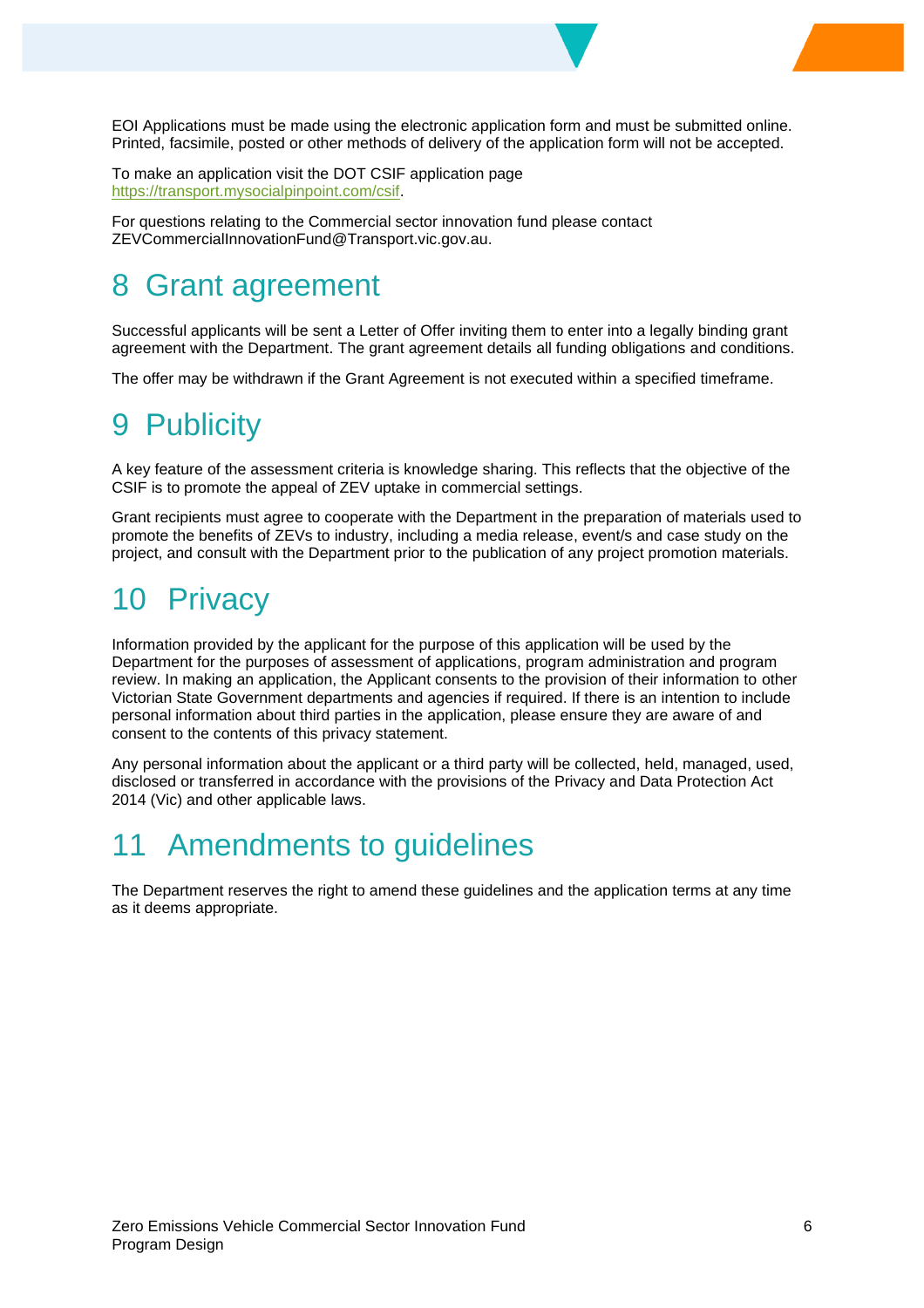EOI Applications must be made using the electronic application form and must be submitted online. Printed, facsimile, posted or other methods of delivery of the application form will not be accepted.

To make an application visit the DOT CSIF application page https://transport.mysocialpinpoint.com/csif.

For questions relating to the Commercial sector innovation fund please contact ZEVCommercialInnovationFund@Transport.vic.gov.au.

# 8 Grant agreement

Successful applicants will be sent a Letter of Offer inviting them to enter into a legally binding grant agreement with the Department. The grant agreement details all funding obligations and conditions.

The offer may be withdrawn if the Grant Agreement is not executed within a specified timeframe.

# 9 Publicity

A key feature of the assessment criteria is knowledge sharing. This reflects that the objective of the CSIF is to promote the appeal of ZEV uptake in commercial settings.

Grant recipients must agree to cooperate with the Department in the preparation of materials used to promote the benefits of ZEVs to industry, including a media release, event/s and case study on the project, and consult with the Department prior to the publication of any project promotion materials.

# 10 Privacy

Information provided by the applicant for the purpose of this application will be used by the Department for the purposes of assessment of applications, program administration and program review. In making an application, the Applicant consents to the provision of their information to other Victorian State Government departments and agencies if required. If there is an intention to include personal information about third parties in the application, please ensure they are aware of and consent to the contents of this privacy statement.

Any personal information about the applicant or a third party will be collected, held, managed, used, disclosed or transferred in accordance with the provisions of the Privacy and Data Protection Act 2014 (Vic) and other applicable laws.

# 11 Amendments to guidelines

The Department reserves the right to amend these guidelines and the application terms at any time as it deems appropriate.